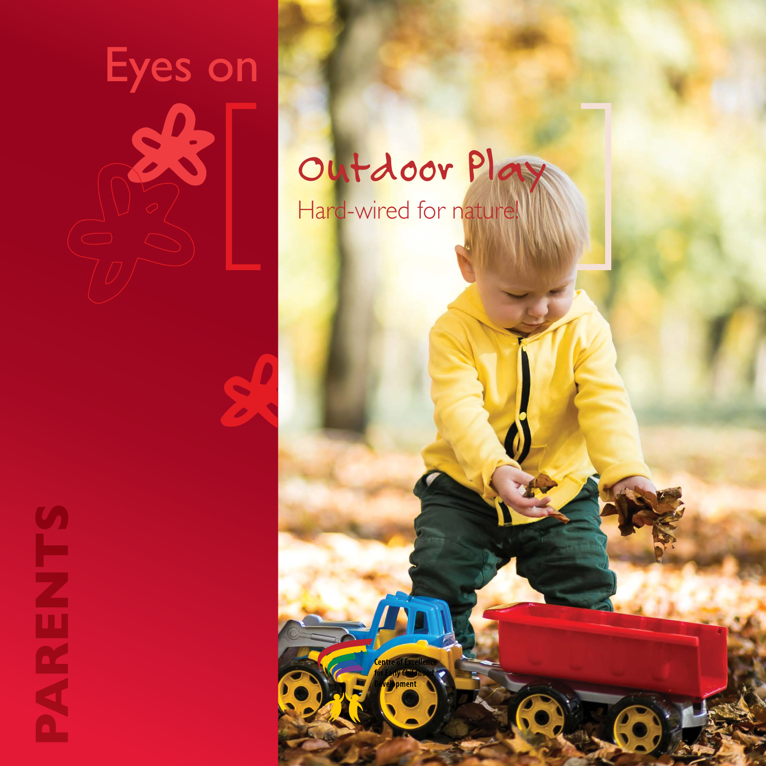Eyes on

# Outdoor Play

## Hard-wired for nature!

PARENTS

Centre of Excellence for Early Childhood Development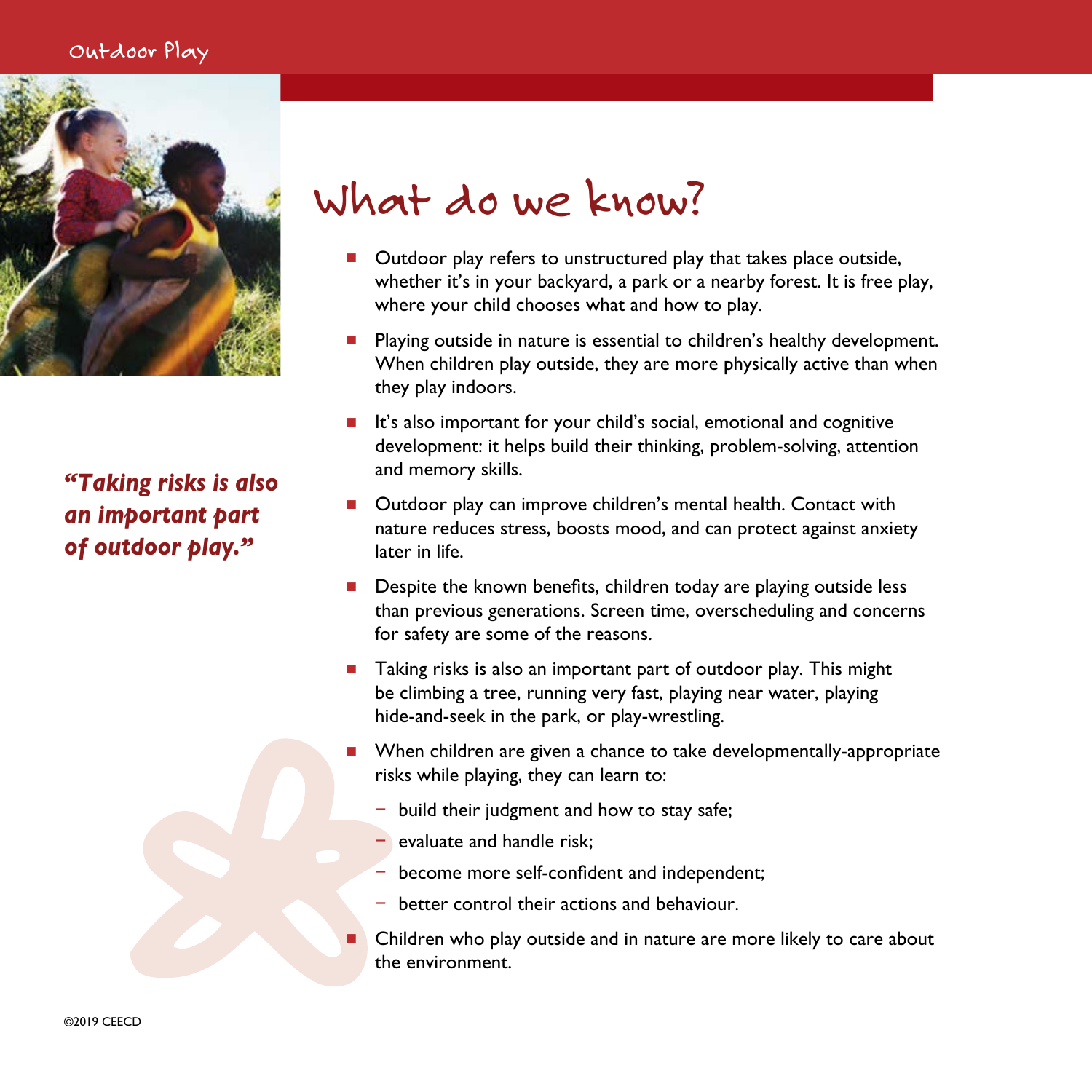*"Taking risks is also an important part of outdoor play."*

# What do we know?

- Outdoor play refers to unstructured play that takes place outside, whether it's in your backyard, a park or a nearby forest. It is free play, where your child chooses what and how to play.
- Playing outside in nature is essential to children's healthy development. When children play outside, they are more physically active than when they play indoors.
- It's also important for your child's social, emotional and cognitive development: it helps build their thinking, problem-solving, attention and memory skills.
- Outdoor play can improve children's mental health. Contact with nature reduces stress, boosts mood, and can protect against anxiety later in life.
- Despite the known benefits, children today are playing outside less than previous generations. Screen time, overscheduling and concerns for safety are some of the reasons.
- Taking risks is also an important part of outdoor play. This might be climbing a tree, running very fast, playing near water, playing hide-and-seek in the park, or play-wrestling.
- When children are given a chance to take developmentally-appropriate risks while playing, they can learn to:
  - build their judgment and how to stay safe;
  - evaluate and handle risk;
  - become more self-confident and independent;
  - better control their actions and behaviour.
- Children who play outside and in nature are more likely to care about the environment.

©2019 CEECD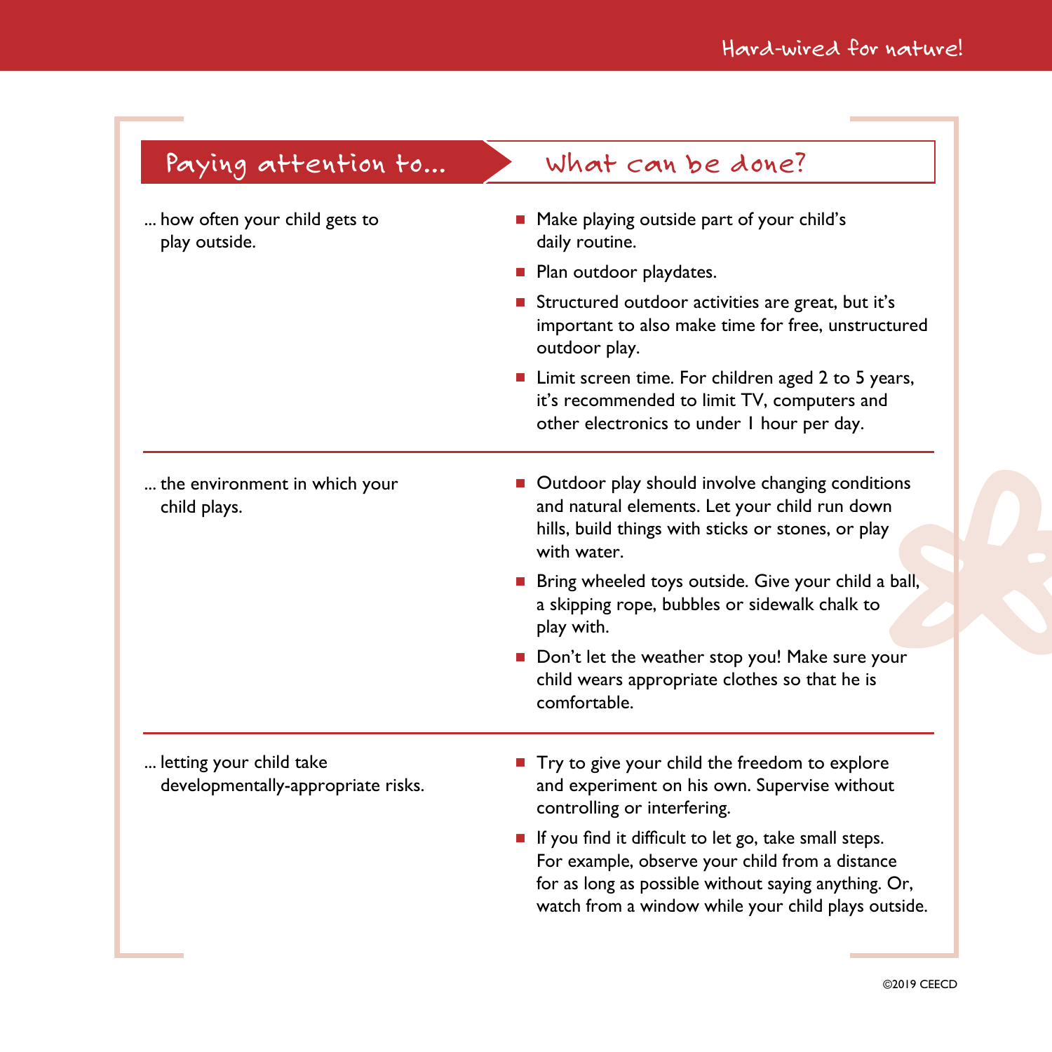| Paying attention to... | What can be done? |
|---|---|
| ... how often your child gets to play outside. | ■ Make playing outside part of your child's daily routine.<br>■ Plan outdoor playdates.<br>■ Structured outdoor activities are great, but it's important to also make time for free, unstructured outdoor play.<br>■ Limit screen time. For children aged 2 to 5 years, it's recommended to limit TV, computers and other electronics to under 1 hour per day. |
| ... the environment in which your child plays. | ■ Outdoor play should involve changing conditions and natural elements. Let your child run down hills, build things with sticks or stones, or play with water.<br>■ Bring wheeled toys outside. Give your child a ball, a skipping rope, bubbles or sidewalk chalk to play with.<br>■ Don't let the weather stop you! Make sure your child wears appropriate clothes so that he is comfortable. |
| ... letting your child take developmentally-appropriate risks. | ■ Try to give your child the freedom to explore and experiment on his own. Supervise without controlling or interfering.<br>■ If you find it difficult to let go, take small steps. For example, observe your child from a distance for as long as possible without saying anything. Or, watch from a window while your child plays outside. |

©2019 CEECD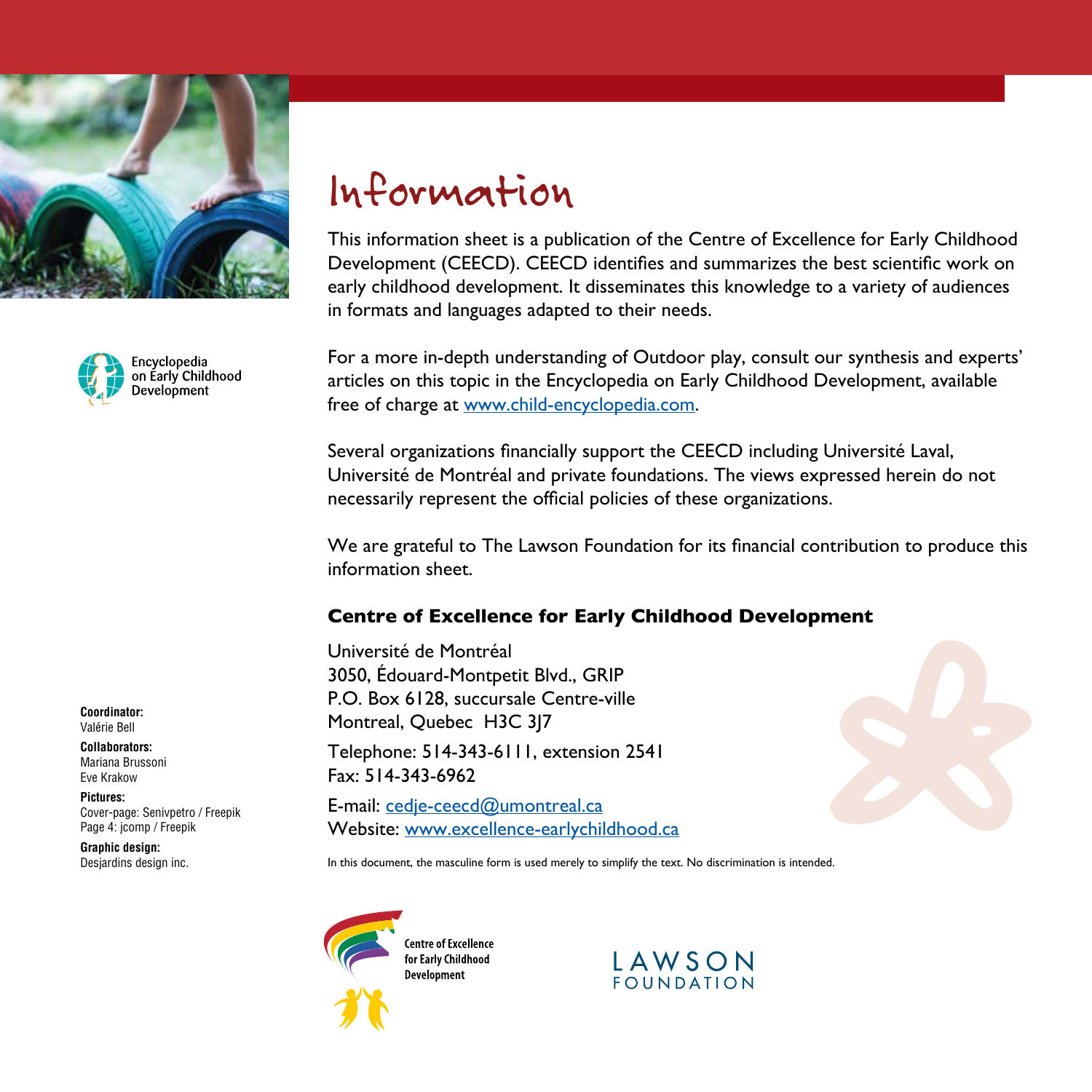Encyclopedia on Early Childhood Development

# Information

This information sheet is a publication of the Centre of Excellence for Early Childhood Development (CEECD). CEECD identifies and summarizes the best scientific work on early childhood development. It disseminates this knowledge to a variety of audiences in formats and languages adapted to their needs.

For a more in-depth understanding of Outdoor play, consult our synthesis and experts' articles on this topic in the Encyclopedia on Early Childhood Development, available free of charge at www.child-encyclopedia.com.

Several organizations financially support the CEECD including Université Laval, Université de Montréal and private foundations. The views expressed herein do not necessarily represent the official policies of these organizations.

We are grateful to The Lawson Foundation for its financial contribution to produce this information sheet.

**Centre of Excellence for Early Childhood Development**

Université de Montréal
3050, Édouard-Montpetit Blvd., GRIP
P.O. Box 6128, succursale Centre-ville
Montreal, Quebec H3C 3J7

Telephone: 514-343-6111, extension 2541
Fax: 514-343-6962

E-mail: cedje-ceecd@umontreal.ca
Website: www.excellence-earlychildhood.ca

In this document, the masculine form is used merely to simplify the text. No discrimination is intended.

**Coordinator:**
Valérie Bell

**Collaborators:**
Mariana Brussoni
Eve Krakow

**Pictures:**
Cover-page: Senivpetro / Freepik
Page 4: jcomp / Freepik

**Graphic design:**
Desjardins design inc.

Centre of Excellence for Early Childhood Development

LAWSON FOUNDATION